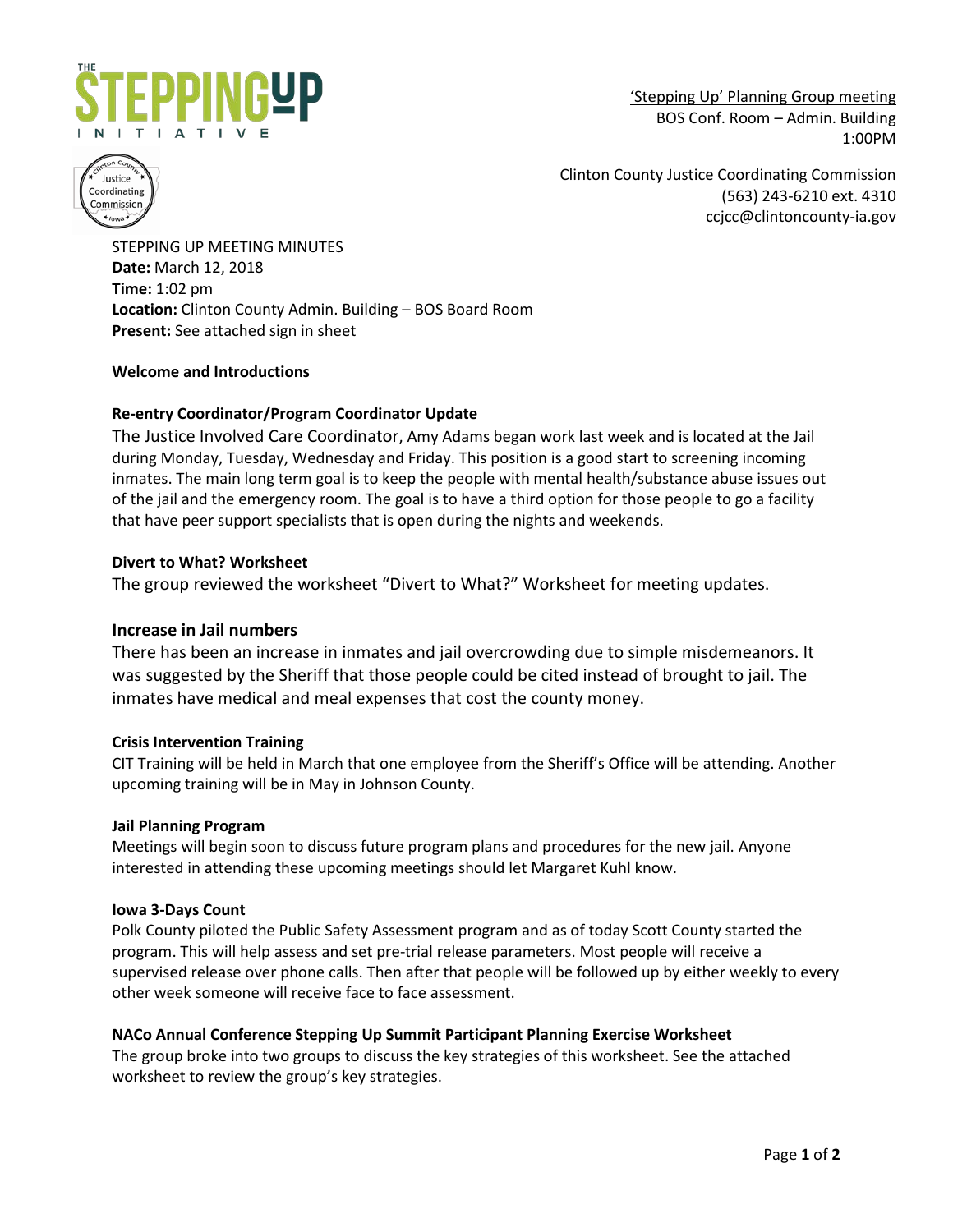'Stepping Up' Planning Group meeting
BOS Conf. Room – Admin. Building
1:00PM

Clinton County Justice Coordinating Commission
(563) 243-6210 ext. 4310
ccjcc@clintoncounty-ia.gov

STEPPING UP MEETING MINUTES
**Date:** March 12, 2018
**Time:** 1:02 pm
**Location:** Clinton County Admin. Building – BOS Board Room
**Present:** See attached sign in sheet

**Welcome and Introductions**

**Re-entry Coordinator/Program Coordinator Update**

The Justice Involved Care Coordinator, Amy Adams began work last week and is located at the Jail during Monday, Tuesday, Wednesday and Friday. This position is a good start to screening incoming inmates. The main long term goal is to keep the people with mental health/substance abuse issues out of the jail and the emergency room. The goal is to have a third option for those people to go a facility that have peer support specialists that is open during the nights and weekends.

**Divert to What? Worksheet**

The group reviewed the worksheet "Divert to What?" Worksheet for meeting updates.

**Increase in Jail numbers**

There has been an increase in inmates and jail overcrowding due to simple misdemeanors. It was suggested by the Sheriff that those people could be cited instead of brought to jail. The inmates have medical and meal expenses that cost the county money.

**Crisis Intervention Training**

CIT Training will be held in March that one employee from the Sheriff's Office will be attending. Another upcoming training will be in May in Johnson County.

**Jail Planning Program**

Meetings will begin soon to discuss future program plans and procedures for the new jail. Anyone interested in attending these upcoming meetings should let Margaret Kuhl know.

**Iowa 3-Days Count**

Polk County piloted the Public Safety Assessment program and as of today Scott County started the program. This will help assess and set pre-trial release parameters. Most people will receive a supervised release over phone calls. Then after that people will be followed up by either weekly to every other week someone will receive face to face assessment.

**NACo Annual Conference Stepping Up Summit Participant Planning Exercise Worksheet**

The group broke into two groups to discuss the key strategies of this worksheet. See the attached worksheet to review the group's key strategies.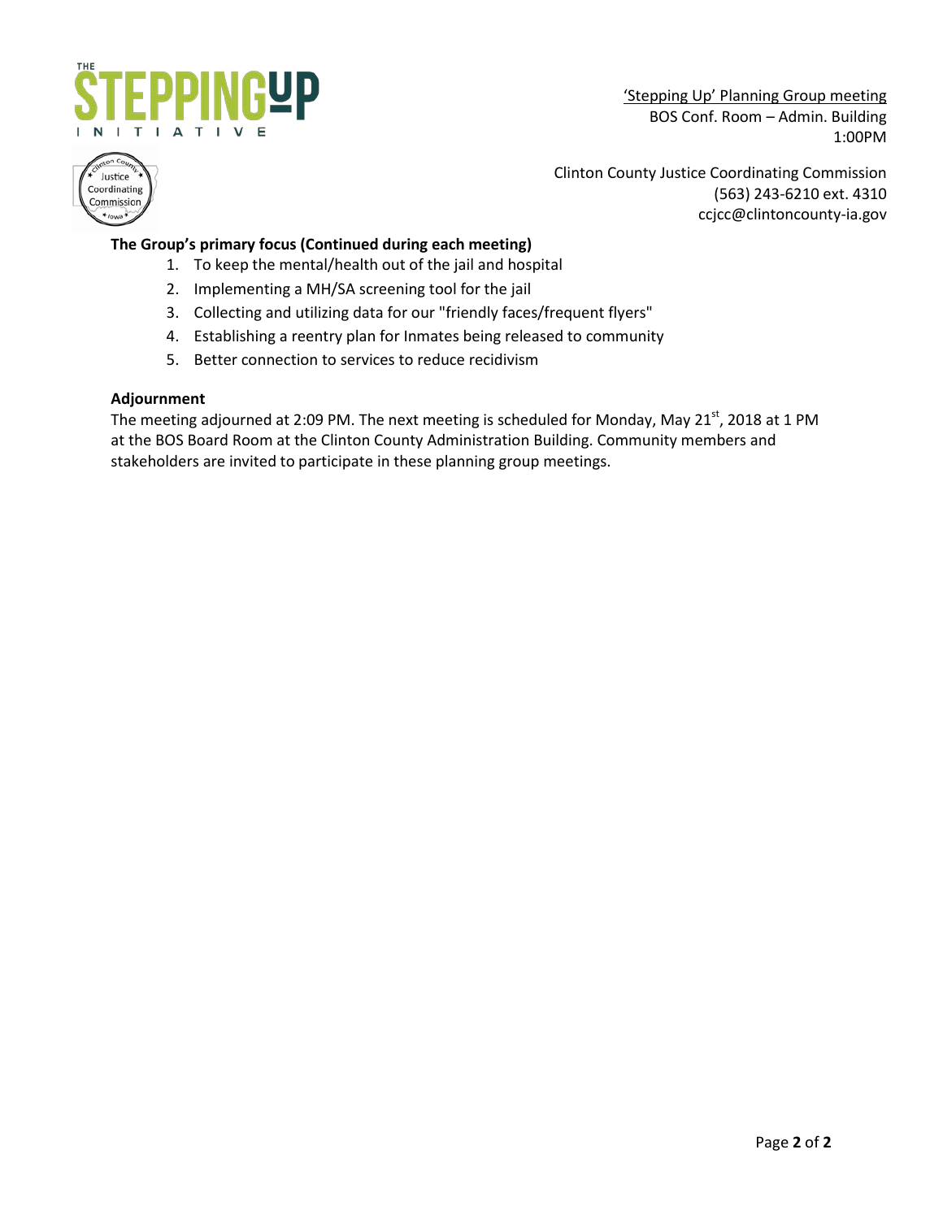'Stepping Up' Planning Group meeting
BOS Conf. Room – Admin. Building
1:00PM

Clinton County Justice Coordinating Commission
(563) 243-6210 ext. 4310
ccjcc@clintoncounty-ia.gov

**The Group's primary focus (Continued during each meeting)**

1. To keep the mental/health out of the jail and hospital
2. Implementing a MH/SA screening tool for the jail
3. Collecting and utilizing data for our "friendly faces/frequent flyers"
4. Establishing a reentry plan for Inmates being released to community
5. Better connection to services to reduce recidivism

**Adjournment**

The meeting adjourned at 2:09 PM. The next meeting is scheduled for Monday, May 21st, 2018 at 1 PM at the BOS Board Room at the Clinton County Administration Building. Community members and stakeholders are invited to participate in these planning group meetings.